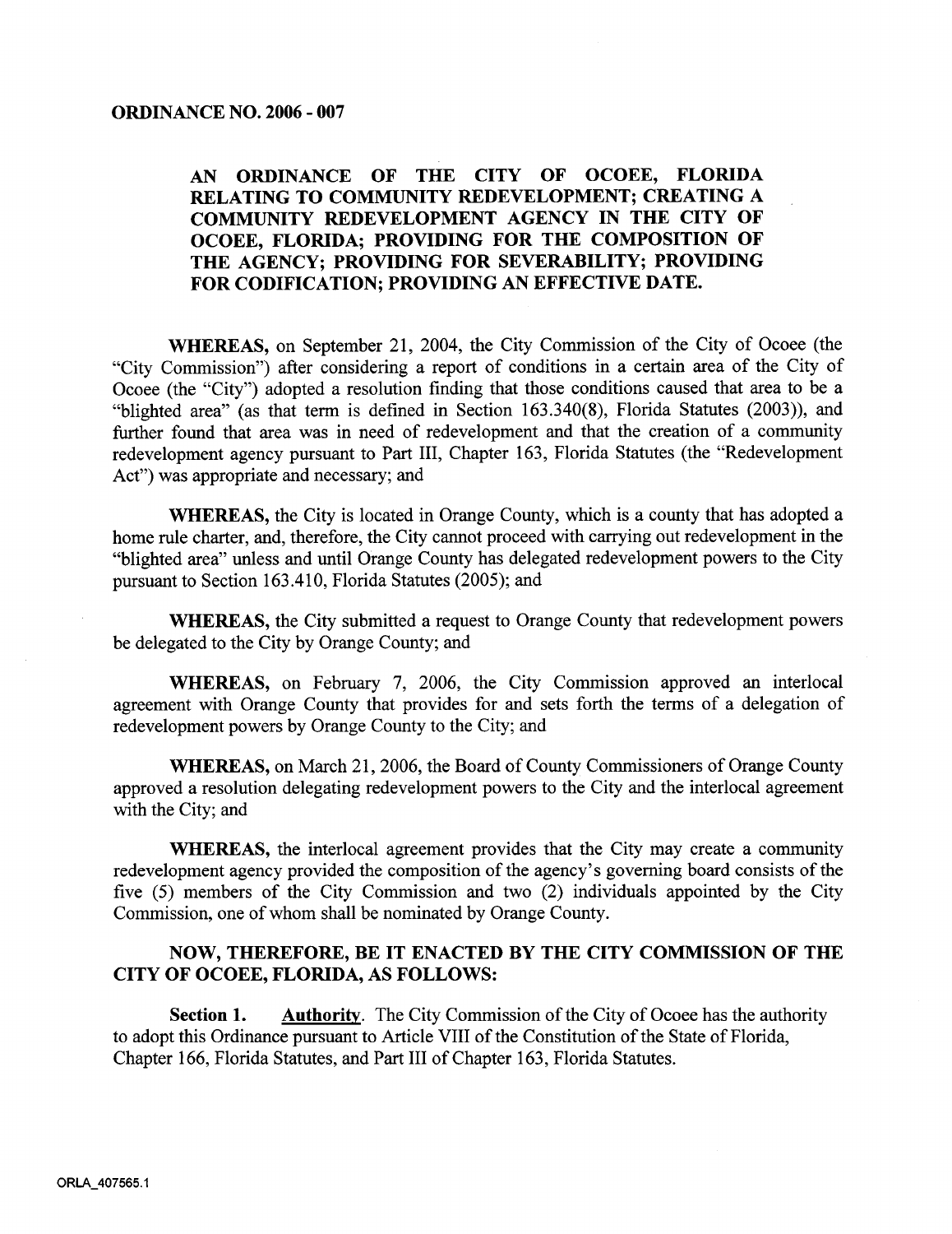**ORDINANCE NO. 2006 - 007**

**AN ORDINANCE OF THE CITY OF OCOEE, FLORIDA RELATING TO COMMUNITY REDEVELOPMENT; CREATING A COMMUNITY REDEVELOPMENT AGENCY IN THE CITY OF OCOEE, FLORIDA; PROVIDING FOR THE COMPOSITION OF THE AGENCY; PROVIDING FOR SEVERABILITY; PROVIDING FOR CODIFICATION; PROVIDING AN EFFECTIVE DATE.**

**WHEREAS,** on September 21, 2004, the City Commission of the City of Ocoee (the "City Commission") after considering a report of conditions in a certain area of the City of Ocoee (the "City") adopted a resolution finding that those conditions caused that area to be a "blighted area" (as that term is defined in Section 163.340(8), Florida Statutes (2003)), and further found that area was in need of redevelopment and that the creation of a community redevelopment agency pursuant to Part III, Chapter 163, Florida Statutes (the "Redevelopment Act") was appropriate and necessary; and

**WHEREAS,** the City is located in Orange County, which is a county that has adopted a home rule charter, and, therefore, the City cannot proceed with carrying out redevelopment in the "blighted area" unless and until Orange County has delegated redevelopment powers to the City pursuant to Section 163.410, Florida Statutes (2005); and

**WHEREAS,** the City submitted a request to Orange County that redevelopment powers be delegated to the City by Orange County; and

**WHEREAS,** on February 7, 2006, the City Commission approved an interlocal agreement with Orange County that provides for and sets forth the terms of a delegation of redevelopment powers by Orange County to the City; and

**WHEREAS,** on March 21, 2006, the Board of County Commissioners of Orange County approved a resolution delegating redevelopment powers to the City and the interlocal agreement with the City; and

**WHEREAS,** the interlocal agreement provides that the City may create a community redevelopment agency provided the composition of the agency's governing board consists of the five (5) members of the City Commission and two (2) individuals appointed by the City Commission, one of whom shall be nominated by Orange County.

**NOW, THEREFORE, BE IT ENACTED BY THE CITY COMMISSION OF THE CITY OF OCOEE, FLORIDA, AS FOLLOWS:**

**Section 1.** **Authority**. The City Commission of the City of Ocoee has the authority to adopt this Ordinance pursuant to Article VIII of the Constitution of the State of Florida, Chapter 166, Florida Statutes, and Part III of Chapter 163, Florida Statutes.

ORLA_407565.1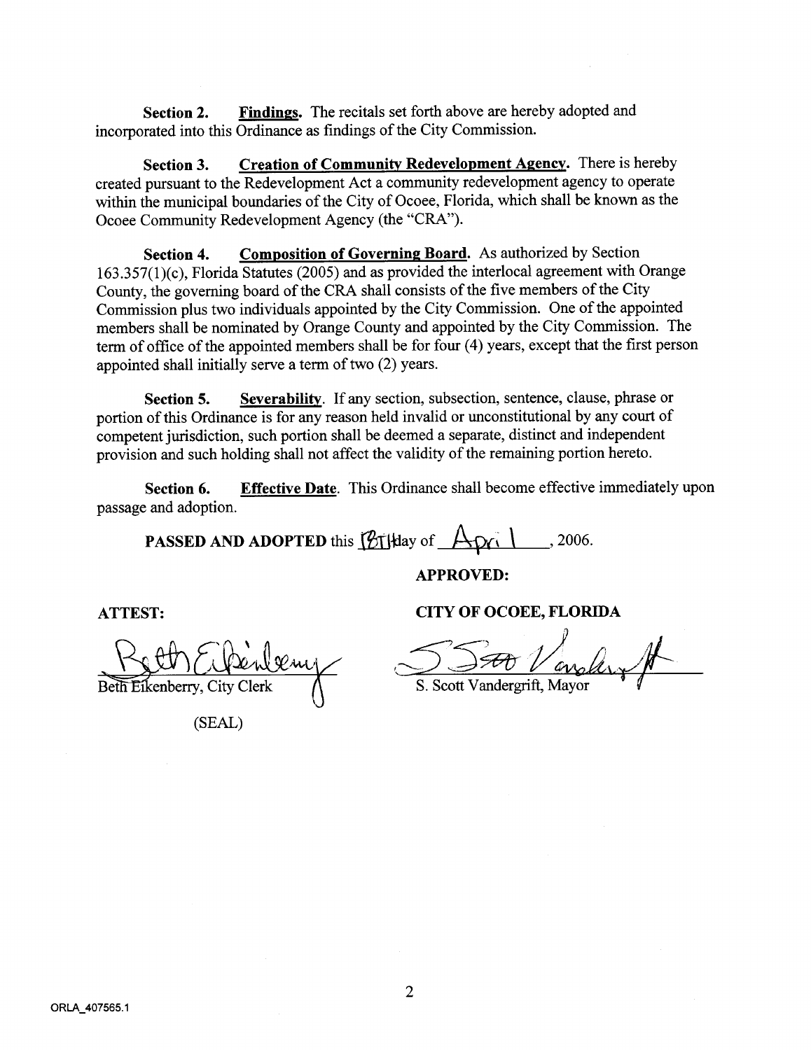**Section 2.** **Findings.** The recitals set forth above are hereby adopted and incorporated into this Ordinance as findings of the City Commission.

**Section 3.** **Creation of Community Redevelopment Agency.** There is hereby created pursuant to the Redevelopment Act a community redevelopment agency to operate within the municipal boundaries of the City of Ocoee, Florida, which shall be known as the Ocoee Community Redevelopment Agency (the "CRA").

**Section 4.** **Composition of Governing Board.** As authorized by Section 163.357(1)(c), Florida Statutes (2005) and as provided the interlocal agreement with Orange County, the governing board of the CRA shall consists of the five members of the City Commission plus two individuals appointed by the City Commission. One of the appointed members shall be nominated by Orange County and appointed by the City Commission. The term of office of the appointed members shall be for four (4) years, except that the first person appointed shall initially serve a term of two (2) years.

**Section 5.** **Severability.** If any section, subsection, sentence, clause, phrase or portion of this Ordinance is for any reason held invalid or unconstitutional by any court of competent jurisdiction, such portion shall be deemed a separate, distinct and independent provision and such holding shall not affect the validity of the remaining portion hereto.

**Section 6.** **Effective Date.** This Ordinance shall become effective immediately upon passage and adoption.

**PASSED AND ADOPTED** this 18th day of April, 2006.

**APPROVED:**

**ATTEST:**

**CITY OF OCOEE, FLORIDA**

Beth Eikenberry, City Clerk

S. Scott Vandergrift, Mayor

(SEAL)

ORLA_407565.1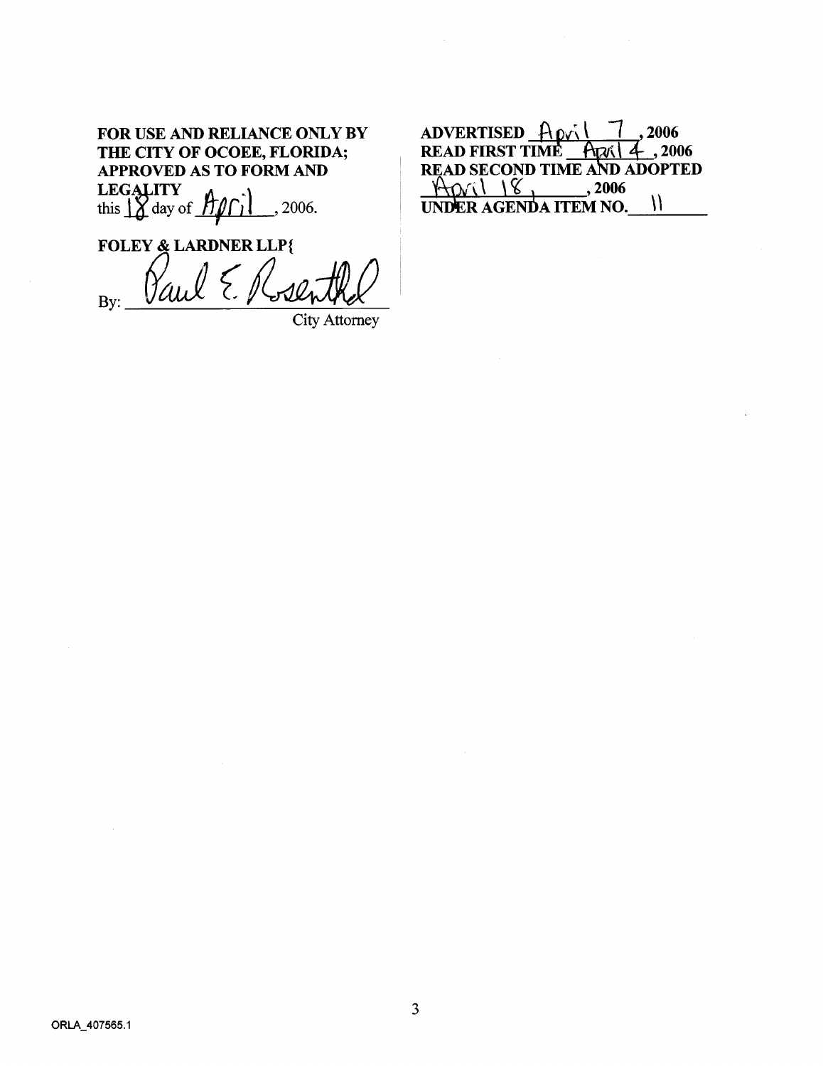**FOR USE AND RELIANCE ONLY BY THE CITY OF OCOEE, FLORIDA; APPROVED AS TO FORM AND LEGALITY**
this 18 day of April, 2006.

**FOLEY & LARDNER LLP{**

By: Paul E. Rosenthal
City Attorney

**ADVERTISED** April 7**, 2006**
**READ FIRST TIME** April 4**, 2006**
**READ SECOND TIME AND ADOPTED**
April 18**, 2006**
**UNDER AGENDA ITEM NO.** 11

ORLA_407565.1